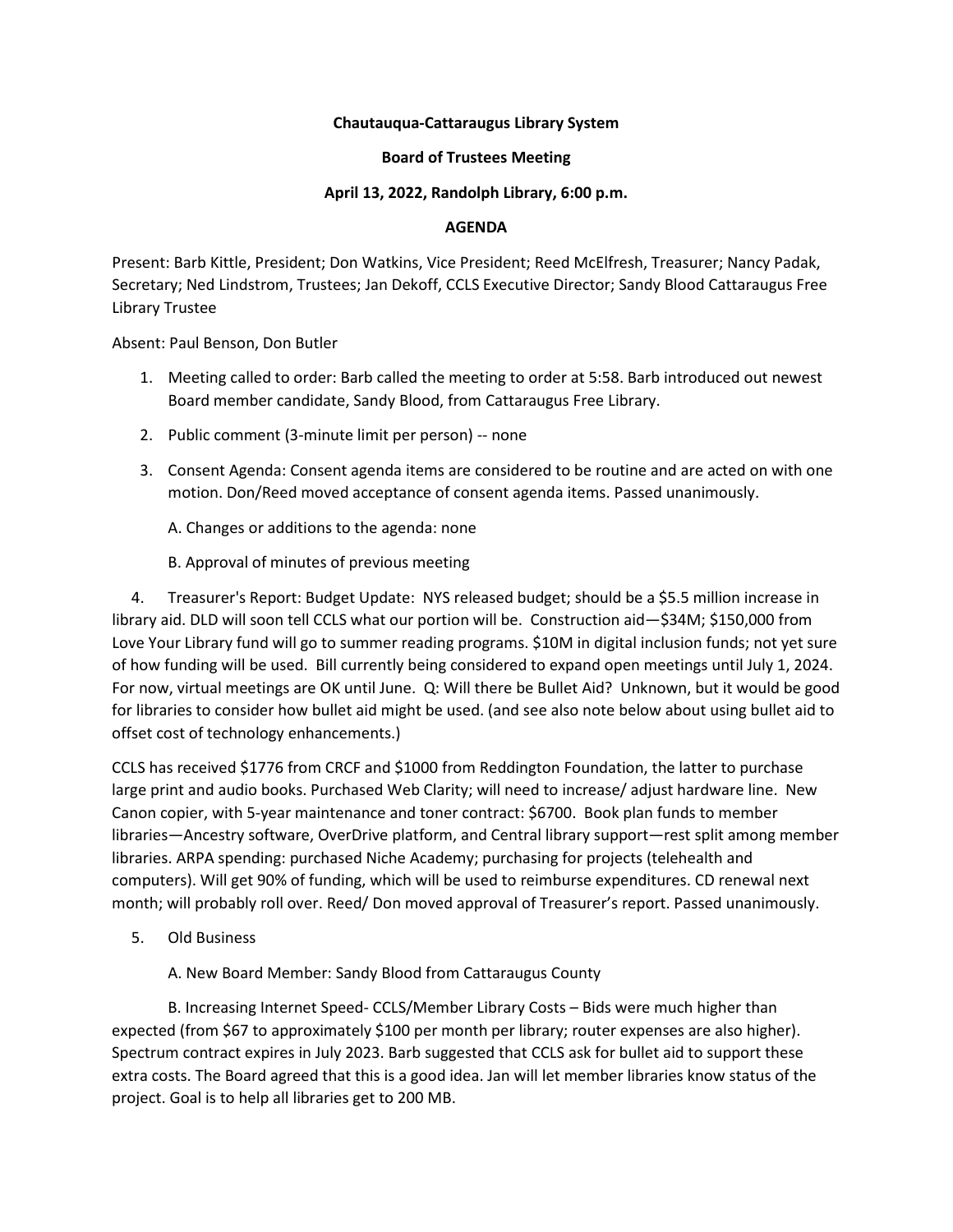**Chautauqua-Cattaraugus Library System**

**Board of Trustees Meeting**

**April 13, 2022, Randolph Library, 6:00 p.m.**

**AGENDA**

Present: Barb Kittle, President; Don Watkins, Vice President; Reed McElfresh, Treasurer; Nancy Padak, Secretary; Ned Lindstrom, Trustees; Jan Dekoff, CCLS Executive Director; Sandy Blood Cattaraugus Free Library Trustee

Absent: Paul Benson, Don Butler

1. Meeting called to order: Barb called the meeting to order at 5:58. Barb introduced out newest Board member candidate, Sandy Blood, from Cattaraugus Free Library.

2. Public comment (3-minute limit per person) -- none

3. Consent Agenda: Consent agenda items are considered to be routine and are acted on with one motion. Don/Reed moved acceptance of consent agenda items. Passed unanimously.

   A. Changes or additions to the agenda: none

   B. Approval of minutes of previous meeting

4. Treasurer's Report: Budget Update: NYS released budget; should be a $5.5 million increase in library aid. DLD will soon tell CCLS what our portion will be. Construction aid—$34M; $150,000 from Love Your Library fund will go to summer reading programs. $10M in digital inclusion funds; not yet sure of how funding will be used. Bill currently being considered to expand open meetings until July 1, 2024. For now, virtual meetings are OK until June. Q: Will there be Bullet Aid? Unknown, but it would be good for libraries to consider how bullet aid might be used. (and see also note below about using bullet aid to offset cost of technology enhancements.)

CCLS has received $1776 from CRCF and $1000 from Reddington Foundation, the latter to purchase large print and audio books. Purchased Web Clarity; will need to increase/ adjust hardware line. New Canon copier, with 5-year maintenance and toner contract: $6700. Book plan funds to member libraries—Ancestry software, OverDrive platform, and Central library support—rest split among member libraries. ARPA spending: purchased Niche Academy; purchasing for projects (telehealth and computers). Will get 90% of funding, which will be used to reimburse expenditures. CD renewal next month; will probably roll over. Reed/ Don moved approval of Treasurer's report. Passed unanimously.

5. Old Business

   A. New Board Member: Sandy Blood from Cattaraugus County

   B. Increasing Internet Speed- CCLS/Member Library Costs – Bids were much higher than expected (from $67 to approximately $100 per month per library; router expenses are also higher). Spectrum contract expires in July 2023. Barb suggested that CCLS ask for bullet aid to support these extra costs. The Board agreed that this is a good idea. Jan will let member libraries know status of the project. Goal is to help all libraries get to 200 MB.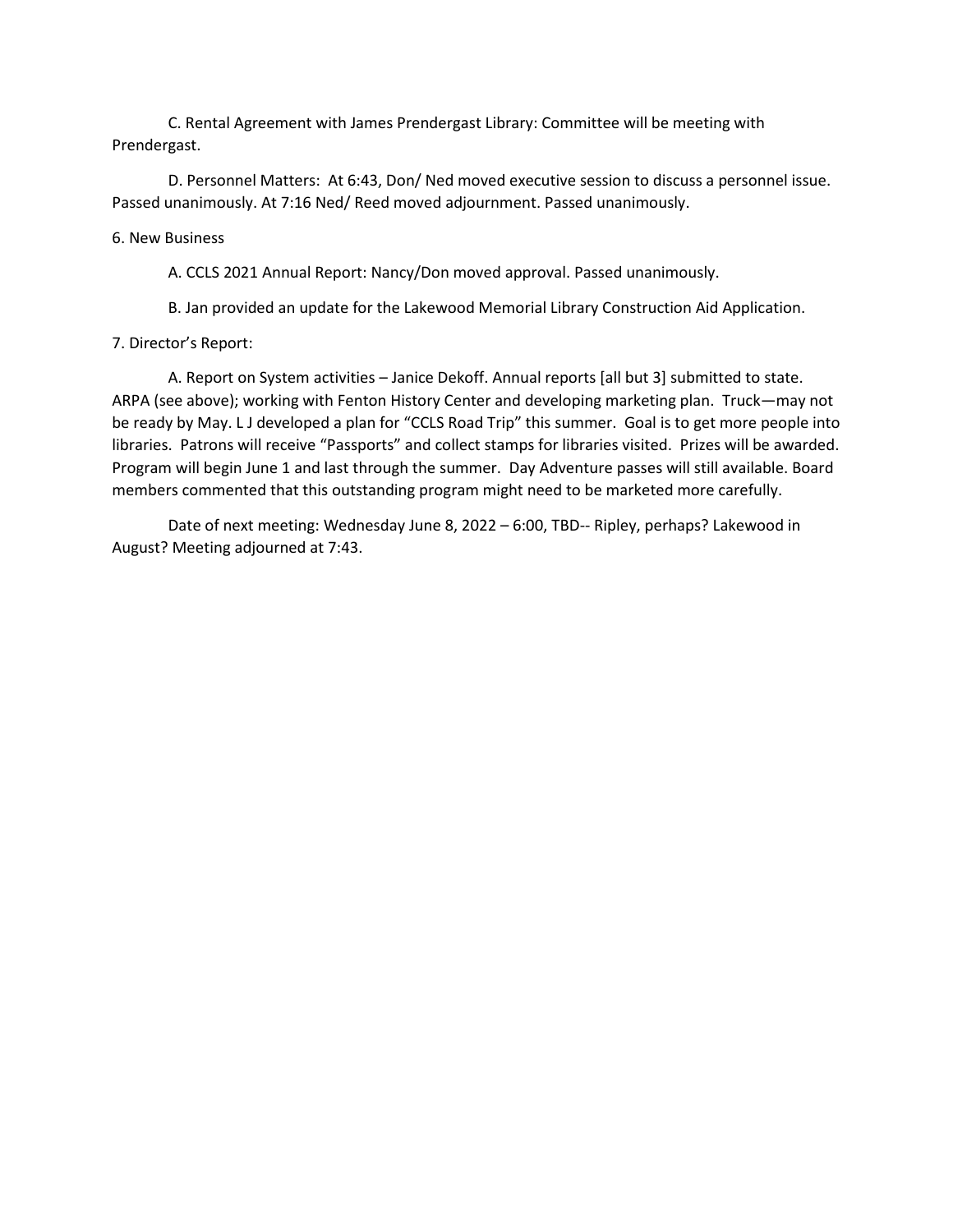C. Rental Agreement with James Prendergast Library: Committee will be meeting with Prendergast.

D. Personnel Matters: At 6:43, Don/ Ned moved executive session to discuss a personnel issue. Passed unanimously. At 7:16 Ned/ Reed moved adjournment. Passed unanimously.

6. New Business

A. CCLS 2021 Annual Report: Nancy/Don moved approval. Passed unanimously.

B. Jan provided an update for the Lakewood Memorial Library Construction Aid Application.

7. Director's Report:

A. Report on System activities – Janice Dekoff. Annual reports [all but 3] submitted to state. ARPA (see above); working with Fenton History Center and developing marketing plan. Truck—may not be ready by May. L J developed a plan for "CCLS Road Trip" this summer. Goal is to get more people into libraries. Patrons will receive "Passports" and collect stamps for libraries visited. Prizes will be awarded. Program will begin June 1 and last through the summer. Day Adventure passes will still available. Board members commented that this outstanding program might need to be marketed more carefully.

Date of next meeting: Wednesday June 8, 2022 – 6:00, TBD-- Ripley, perhaps? Lakewood in August? Meeting adjourned at 7:43.